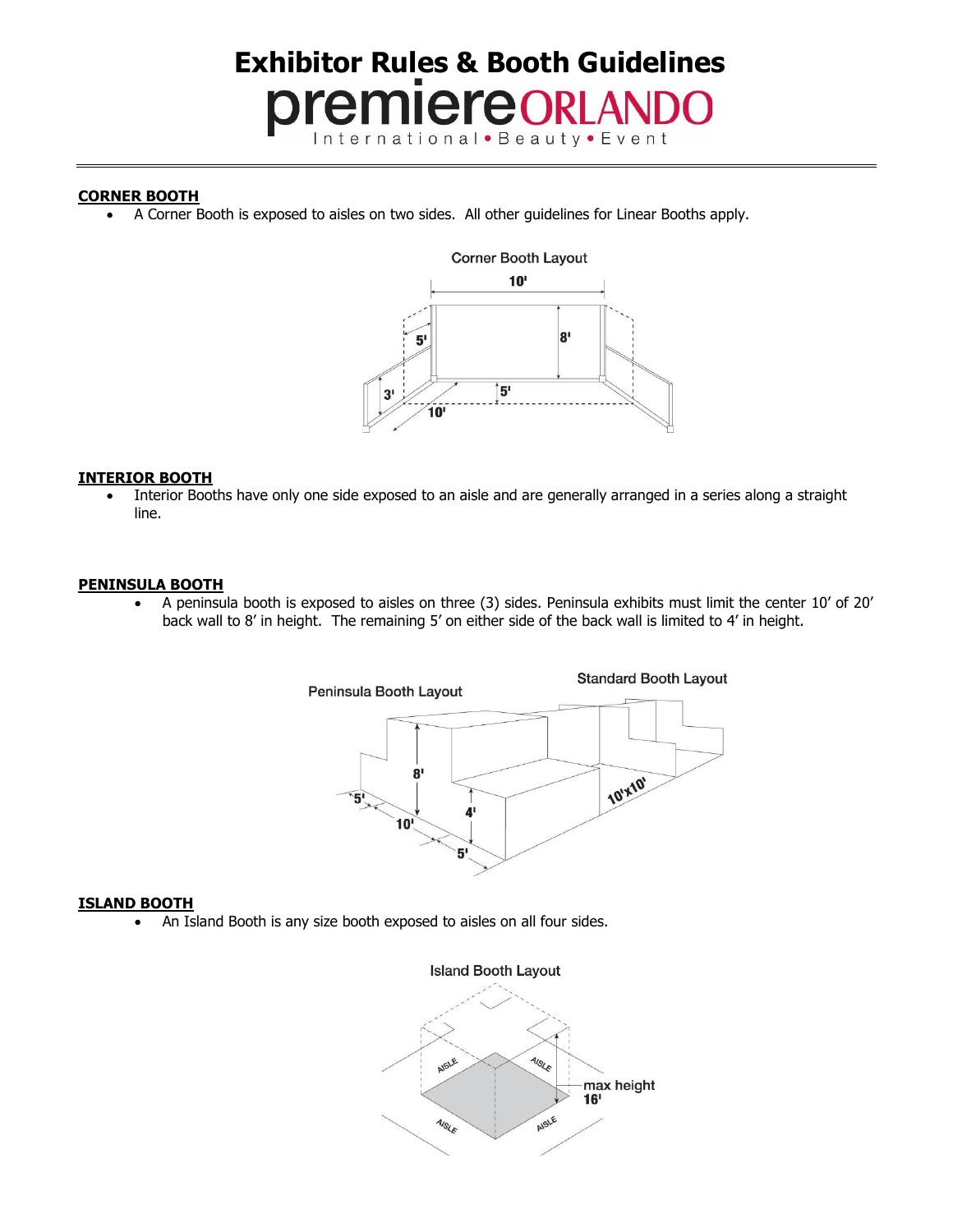# Exhibitor Rules & Booth Guidelines

premiere ORLANDO
International • Beauty • Event

### CORNER BOOTH

- A Corner Booth is exposed to aisles on two sides. All other guidelines for Linear Booths apply.

### INTERIOR BOOTH

- Interior Booths have only one side exposed to an aisle and are generally arranged in a series along a straight line.

### PENINSULA BOOTH

- A peninsula booth is exposed to aisles on three (3) sides. Peninsula exhibits must limit the center 10' of 20' back wall to 8' in height. The remaining 5' on either side of the back wall is limited to 4' in height.

### ISLAND BOOTH

- An Island Booth is any size booth exposed to aisles on all four sides.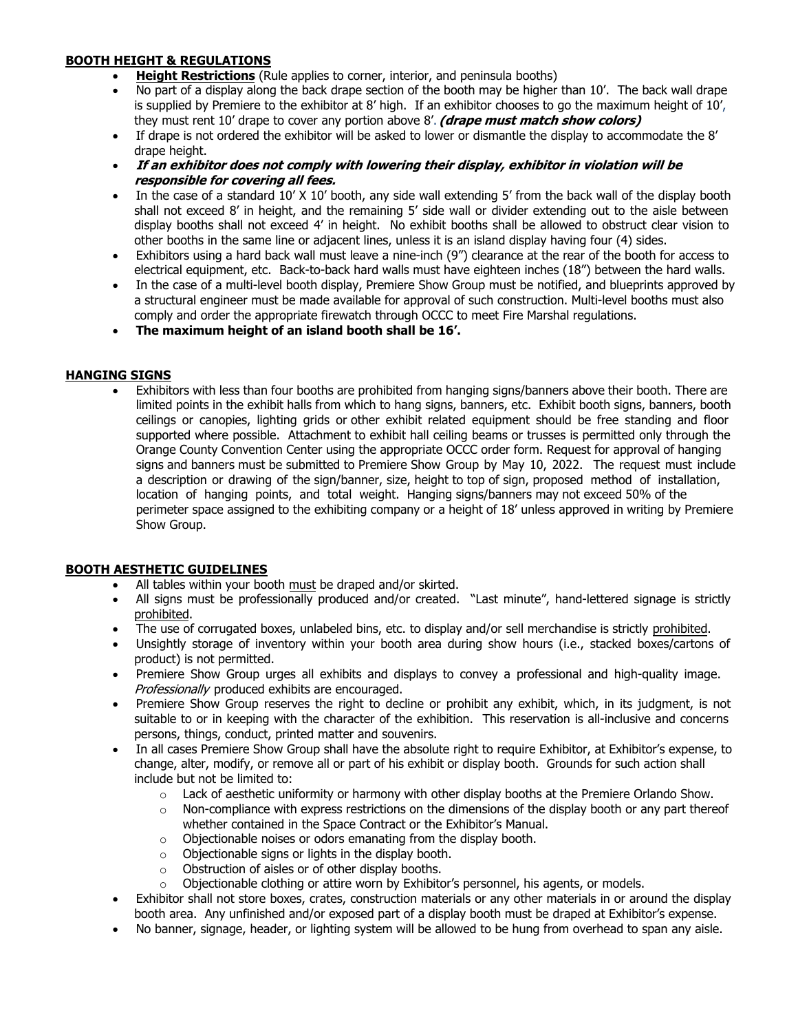## BOOTH HEIGHT & REGULATIONS

- **Height Restrictions** (Rule applies to corner, interior, and peninsula booths)
- No part of a display along the back drape section of the booth may be higher than 10'. The back wall drape is supplied by Premiere to the exhibitor at 8' high. If an exhibitor chooses to go the maximum height of 10', they must rent 10' drape to cover any portion above 8'. ***(drape must match show colors)***
- If drape is not ordered the exhibitor will be asked to lower or dismantle the display to accommodate the 8' drape height.
- ***If an exhibitor does not comply with lowering their display, exhibitor in violation will be responsible for covering all fees.***
- In the case of a standard 10' X 10' booth, any side wall extending 5' from the back wall of the display booth shall not exceed 8' in height, and the remaining 5' side wall or divider extending out to the aisle between display booths shall not exceed 4' in height. No exhibit booths shall be allowed to obstruct clear vision to other booths in the same line or adjacent lines, unless it is an island display having four (4) sides.
- Exhibitors using a hard back wall must leave a nine-inch (9") clearance at the rear of the booth for access to electrical equipment, etc. Back-to-back hard walls must have eighteen inches (18") between the hard walls.
- In the case of a multi-level booth display, Premiere Show Group must be notified, and blueprints approved by a structural engineer must be made available for approval of such construction. Multi-level booths must also comply and order the appropriate firewatch through OCCC to meet Fire Marshal regulations.
- **The maximum height of an island booth shall be 16'.**

## HANGING SIGNS

- Exhibitors with less than four booths are prohibited from hanging signs/banners above their booth. There are limited points in the exhibit halls from which to hang signs, banners, etc. Exhibit booth signs, banners, booth ceilings or canopies, lighting grids or other exhibit related equipment should be free standing and floor supported where possible. Attachment to exhibit hall ceiling beams or trusses is permitted only through the Orange County Convention Center using the appropriate OCCC order form. Request for approval of hanging signs and banners must be submitted to Premiere Show Group by May 10, 2022. The request must include a description or drawing of the sign/banner, size, height to top of sign, proposed method of installation, location of hanging points, and total weight. Hanging signs/banners may not exceed 50% of the perimeter space assigned to the exhibiting company or a height of 18' unless approved in writing by Premiere Show Group.

## BOOTH AESTHETIC GUIDELINES

- All tables within your booth <u>must</u> be draped and/or skirted.
- All signs must be professionally produced and/or created. "Last minute", hand-lettered signage is strictly <u>prohibited</u>.
- The use of corrugated boxes, unlabeled bins, etc. to display and/or sell merchandise is strictly <u>prohibited</u>.
- Unsightly storage of inventory within your booth area during show hours (i.e., stacked boxes/cartons of product) is not permitted.
- Premiere Show Group urges all exhibits and displays to convey a professional and high-quality image. *Professionally* produced exhibits are encouraged.
- Premiere Show Group reserves the right to decline or prohibit any exhibit, which, in its judgment, is not suitable to or in keeping with the character of the exhibition. This reservation is all-inclusive and concerns persons, things, conduct, printed matter and souvenirs.
- In all cases Premiere Show Group shall have the absolute right to require Exhibitor, at Exhibitor's expense, to change, alter, modify, or remove all or part of his exhibit or display booth. Grounds for such action shall include but not be limited to:
  - Lack of aesthetic uniformity or harmony with other display booths at the Premiere Orlando Show.
  - Non-compliance with express restrictions on the dimensions of the display booth or any part thereof whether contained in the Space Contract or the Exhibitor's Manual.
  - Objectionable noises or odors emanating from the display booth.
  - Objectionable signs or lights in the display booth.
  - Obstruction of aisles or of other display booths.
  - Objectionable clothing or attire worn by Exhibitor's personnel, his agents, or models.
- Exhibitor shall not store boxes, crates, construction materials or any other materials in or around the display booth area. Any unfinished and/or exposed part of a display booth must be draped at Exhibitor's expense.
- No banner, signage, header, or lighting system will be allowed to be hung from overhead to span any aisle.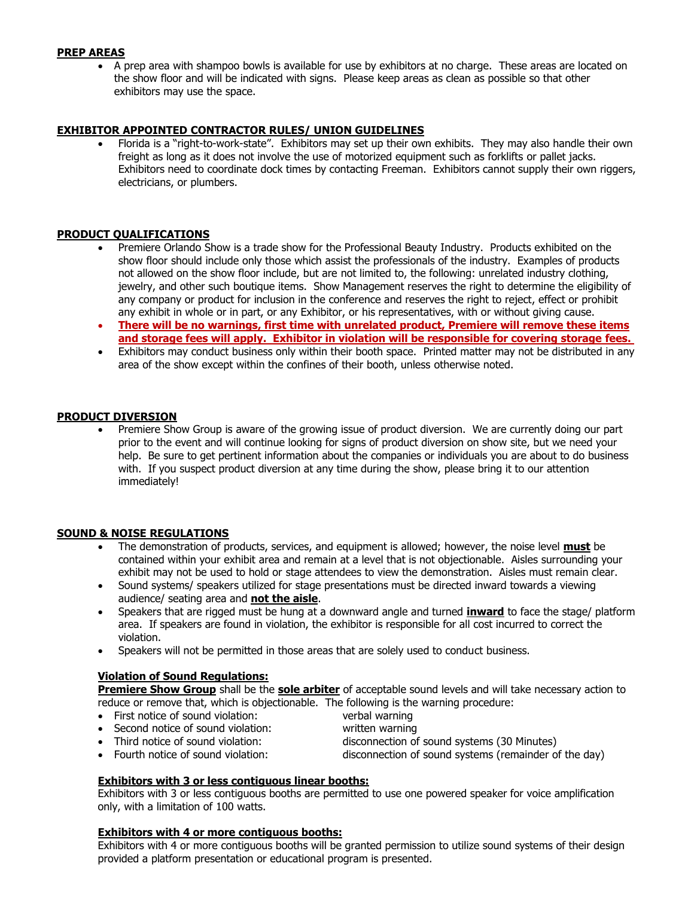## PREP AREAS

- A prep area with shampoo bowls is available for use by exhibitors at no charge. These areas are located on the show floor and will be indicated with signs. Please keep areas as clean as possible so that other exhibitors may use the space.

## EXHIBITOR APPOINTED CONTRACTOR RULES/ UNION GUIDELINES

- Florida is a "right-to-work-state". Exhibitors may set up their own exhibits. They may also handle their own freight as long as it does not involve the use of motorized equipment such as forklifts or pallet jacks. Exhibitors need to coordinate dock times by contacting Freeman. Exhibitors cannot supply their own riggers, electricians, or plumbers.

## PRODUCT QUALIFICATIONS

- Premiere Orlando Show is a trade show for the Professional Beauty Industry. Products exhibited on the show floor should include only those which assist the professionals of the industry. Examples of products not allowed on the show floor include, but are not limited to, the following: unrelated industry clothing, jewelry, and other such boutique items. Show Management reserves the right to determine the eligibility of any company or product for inclusion in the conference and reserves the right to reject, effect or prohibit any exhibit in whole or in part, or any Exhibitor, or his representatives, with or without giving cause.
- **There will be no warnings, first time with unrelated product, Premiere will remove these items and storage fees will apply. Exhibitor in violation will be responsible for covering storage fees.**
- Exhibitors may conduct business only within their booth space. Printed matter may not be distributed in any area of the show except within the confines of their booth, unless otherwise noted.

## PRODUCT DIVERSION

- Premiere Show Group is aware of the growing issue of product diversion. We are currently doing our part prior to the event and will continue looking for signs of product diversion on show site, but we need your help. Be sure to get pertinent information about the companies or individuals you are about to do business with. If you suspect product diversion at any time during the show, please bring it to our attention immediately!

## SOUND & NOISE REGULATIONS

- The demonstration of products, services, and equipment is allowed; however, the noise level **must** be contained within your exhibit area and remain at a level that is not objectionable. Aisles surrounding your exhibit may not be used to hold or stage attendees to view the demonstration. Aisles must remain clear.
- Sound systems/ speakers utilized for stage presentations must be directed inward towards a viewing audience/ seating area and **not the aisle**.
- Speakers that are rigged must be hung at a downward angle and turned **inward** to face the stage/ platform area. If speakers are found in violation, the exhibitor is responsible for all cost incurred to correct the violation.
- Speakers will not be permitted in those areas that are solely used to conduct business.

### Violation of Sound Regulations:

**Premiere Show Group** shall be the **sole arbiter** of acceptable sound levels and will take necessary action to reduce or remove that, which is objectionable. The following is the warning procedure:

- First notice of sound violation: verbal warning
- Second notice of sound violation: written warning
- Third notice of sound violation: disconnection of sound systems (30 Minutes)
- Fourth notice of sound violation: disconnection of sound systems (remainder of the day)

### Exhibitors with 3 or less contiguous linear booths:

Exhibitors with 3 or less contiguous booths are permitted to use one powered speaker for voice amplification only, with a limitation of 100 watts.

### Exhibitors with 4 or more contiguous booths:

Exhibitors with 4 or more contiguous booths will be granted permission to utilize sound systems of their design provided a platform presentation or educational program is presented.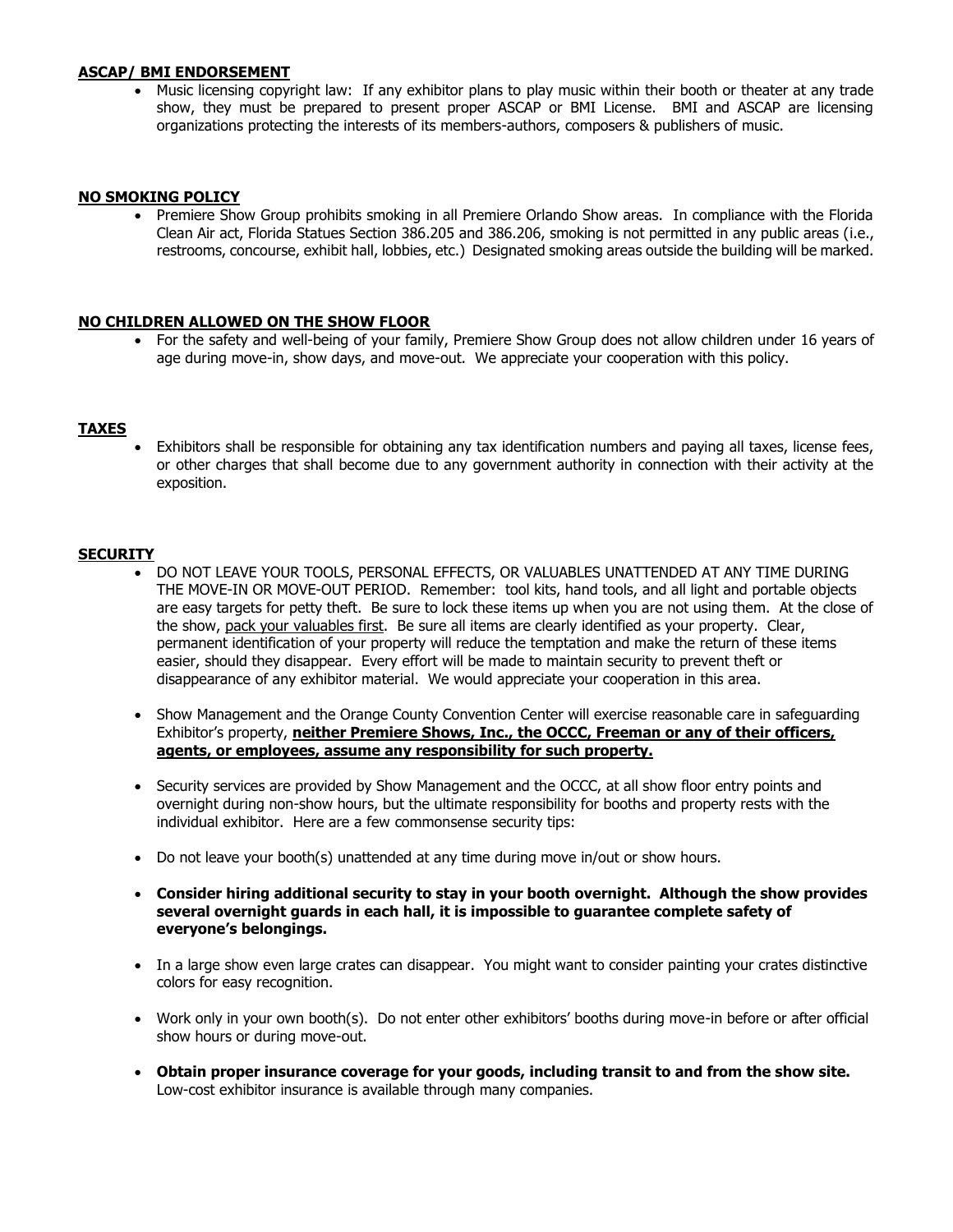## ASCAP/ BMI ENDORSEMENT

- Music licensing copyright law: If any exhibitor plans to play music within their booth or theater at any trade show, they must be prepared to present proper ASCAP or BMI License. BMI and ASCAP are licensing organizations protecting the interests of its members-authors, composers & publishers of music.

## NO SMOKING POLICY

- Premiere Show Group prohibits smoking in all Premiere Orlando Show areas. In compliance with the Florida Clean Air act, Florida Statues Section 386.205 and 386.206, smoking is not permitted in any public areas (i.e., restrooms, concourse, exhibit hall, lobbies, etc.) Designated smoking areas outside the building will be marked.

## NO CHILDREN ALLOWED ON THE SHOW FLOOR

- For the safety and well-being of your family, Premiere Show Group does not allow children under 16 years of age during move-in, show days, and move-out. We appreciate your cooperation with this policy.

## TAXES

- Exhibitors shall be responsible for obtaining any tax identification numbers and paying all taxes, license fees, or other charges that shall become due to any government authority in connection with their activity at the exposition.

## SECURITY

- DO NOT LEAVE YOUR TOOLS, PERSONAL EFFECTS, OR VALUABLES UNATTENDED AT ANY TIME DURING THE MOVE-IN OR MOVE-OUT PERIOD. Remember: tool kits, hand tools, and all light and portable objects are easy targets for petty theft. Be sure to lock these items up when you are not using them. At the close of the show, pack your valuables first. Be sure all items are clearly identified as your property. Clear, permanent identification of your property will reduce the temptation and make the return of these items easier, should they disappear. Every effort will be made to maintain security to prevent theft or disappearance of any exhibitor material. We would appreciate your cooperation in this area.
- Show Management and the Orange County Convention Center will exercise reasonable care in safeguarding Exhibitor's property, **neither Premiere Shows, Inc., the OCCC, Freeman or any of their officers, agents, or employees, assume any responsibility for such property.**
- Security services are provided by Show Management and the OCCC, at all show floor entry points and overnight during non-show hours, but the ultimate responsibility for booths and property rests with the individual exhibitor. Here are a few commonsense security tips:
- Do not leave your booth(s) unattended at any time during move in/out or show hours.
- **Consider hiring additional security to stay in your booth overnight. Although the show provides several overnight guards in each hall, it is impossible to guarantee complete safety of everyone's belongings.**
- In a large show even large crates can disappear. You might want to consider painting your crates distinctive colors for easy recognition.
- Work only in your own booth(s). Do not enter other exhibitors' booths during move-in before or after official show hours or during move-out.
- **Obtain proper insurance coverage for your goods, including transit to and from the show site.** Low-cost exhibitor insurance is available through many companies.